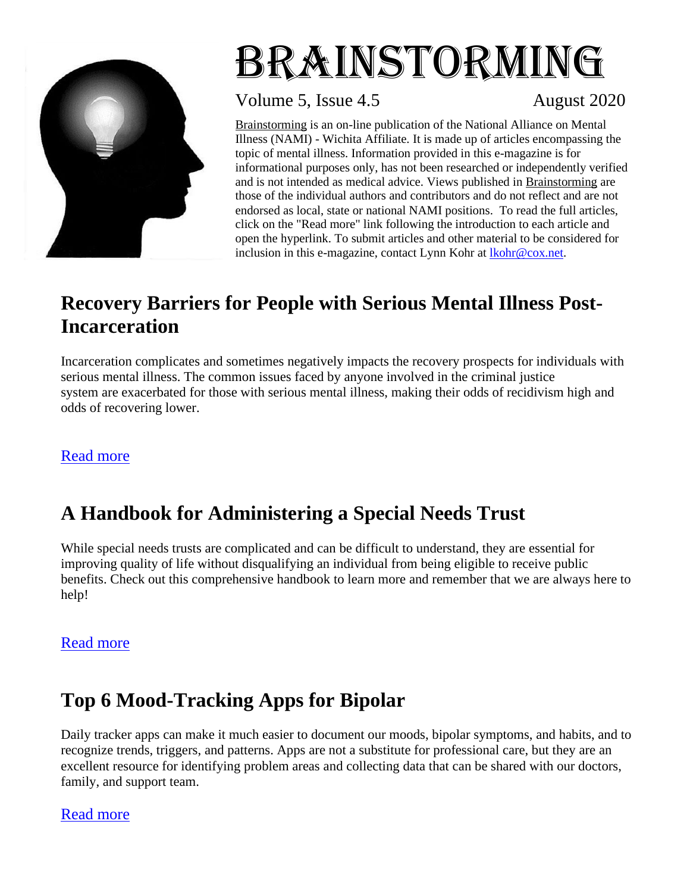# BRAINSTORMING

Volume 5, Issue 4.5 August 2020

Brainstorming is an on-line publication of the National Alliance on Mental Illness (NAMI) - Wichita Affiliate. It is made up of articles encompassing the topic of mental illness. Information provided in this e-magazine is for informational purposes only, has not been researched or independently verified and is not intended as medical advice. Views published in Brainstorming are those of the individual authors and contributors and do not reflect and are not endorsed as local, state or national NAMI positions. To read the full articles, click on the "Read more" link following the introduction to each article and open the hyperlink. To submit articles and other material to be considered for inclusion in this e-magazine, contact Lynn Kohr at lkohr@cox.net.

## Recovery Barriers for People with Serious Mental Illness Post-Incarceration

Incarceration complicates and sometimes negatively impacts the recovery prospects for individuals with serious mental illness. The common issues faced by anyone involved in the criminal justice system are exacerbated for those with serious mental illness, making their odds of recidivism high and odds of recovering lower.

Read more

## A Handbook for Administering a Special Needs Trust

While special needs trusts are complicated and can be difficult to understand, they are essential for improving quality of life without disqualifying an individual from being eligible to receive public benefits. Check out this comprehensive handbook to learn more and remember that we are always here to help!

Read more

## Top 6 Mood-Tracking Apps for Bipolar

Daily tracker apps can make it much easier to document our moods, bipolar symptoms, and habits, and to recognize trends, triggers, and patterns. Apps are not a substitute for professional care, but they are an excellent resource for identifying problem areas and collecting data that can be shared with our doctors, family, and support team.

Read more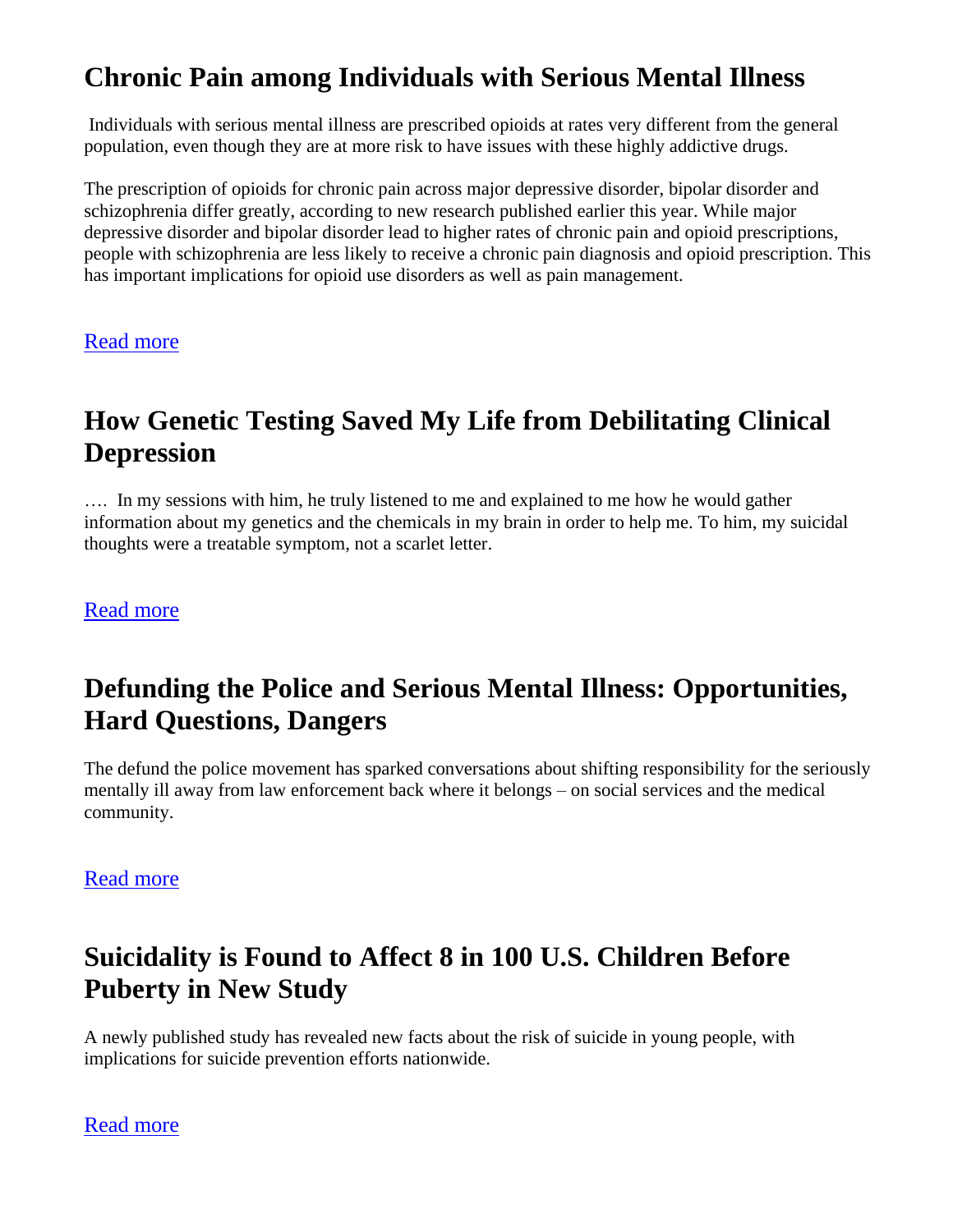## Chronic Pain among Individuals with Serious Mental Illness

Individuals with serious mental illness are prescribed opioids at rates very different from the general population, even though they are at more risk to have issues with these highly addictive drugs.

The prescription of opioids for chronic pain across major depressive disorder, bipolar disorder and schizophrenia differ greatly, according to new research published earlier this year. While major depressive disorder and bipolar disorder lead to higher rates of chronic pain and opioid prescriptions, people with schizophrenia are less likely to receive a chronic pain diagnosis and opioid prescription. This has important implications for opioid use disorders as well as pain management.

Read more

## How Genetic Testing Saved My Life from Debilitating Clinical Depression

…. In my sessions with him, he truly listened to me and explained to me how he would gather information about my genetics and the chemicals in my brain in order to help me. To him, my suicidal thoughts were a treatable symptom, not a scarlet letter.

Read more

## Defunding the Police and Serious Mental Illness: Opportunities, Hard Questions, Dangers

The defund the police movement has sparked conversations about shifting responsibility for the seriously mentally ill away from law enforcement back where it belongs – on social services and the medical community.

Read more

## Suicidality is Found to Affect 8 in 100 U.S. Children Before Puberty in New Study

A newly published study has revealed new facts about the risk of suicide in young people, with implications for suicide prevention efforts nationwide.

Read more